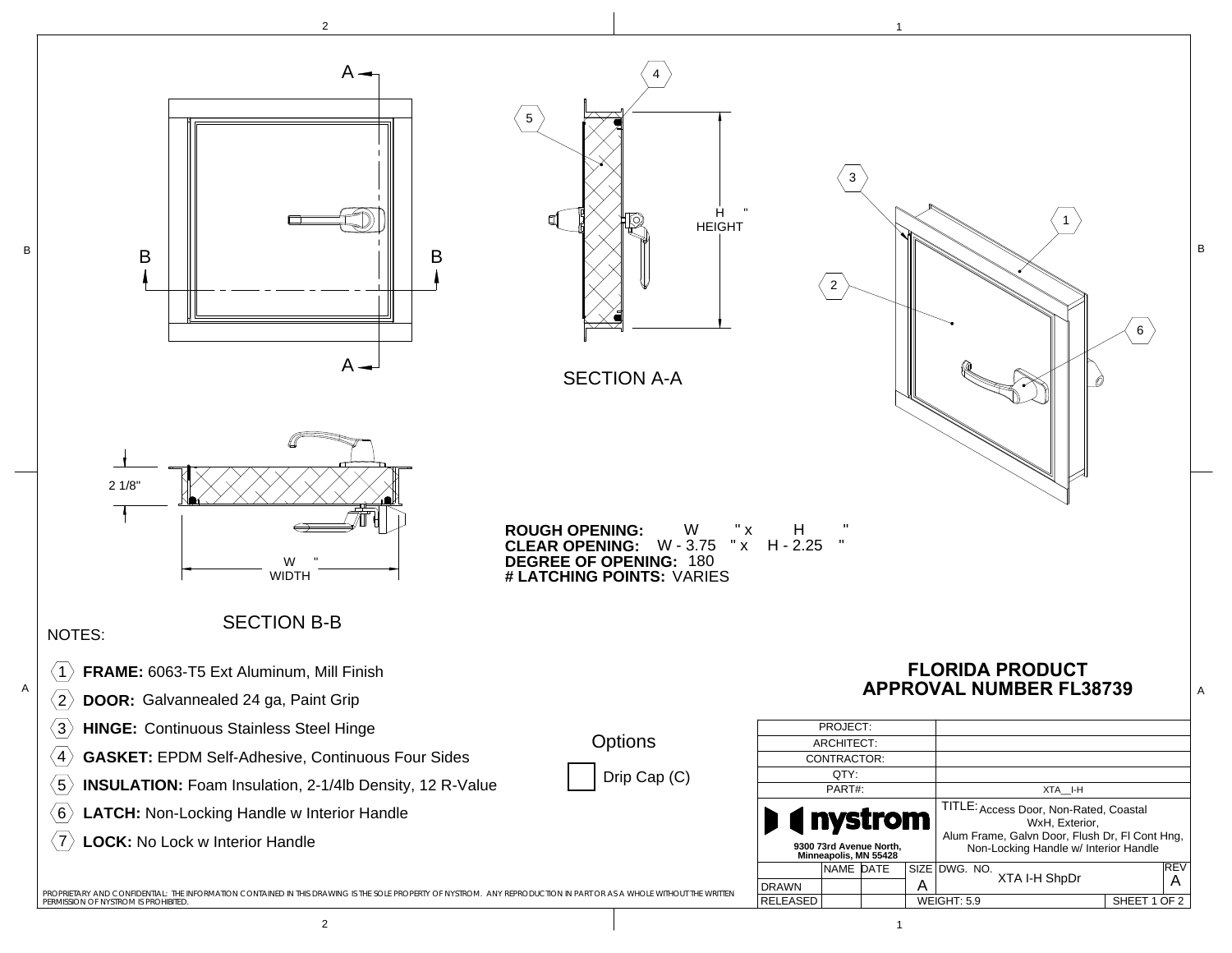SECTION A-A

H "
HEIGHT

SECTION B-B

2 1/8"

W "
WIDTH

**ROUGH OPENING:** W " x H "
**CLEAR OPENING:** W - 3.75 " x H - 2.25 "
**DEGREE OF OPENING:** 180
**# LATCHING POINTS:** VARIES

NOTES:

1. **FRAME:** 6063-T5 Ext Aluminum, Mill Finish
2. **DOOR:** Galvannealed 24 ga, Paint Grip
3. **HINGE:** Continuous Stainless Steel Hinge
4. **GASKET:** EPDM Self-Adhesive, Continuous Four Sides
5. **INSULATION:** Foam Insulation, 2-1/4lb Density, 12 R-Value
6. **LATCH:** Non-Locking Handle w Interior Handle
7. **LOCK:** No Lock w Interior Handle

Options

☐ Drip Cap (C)

## FLORIDA PRODUCT APPROVAL NUMBER FL38739

| | |
|---|---|
| PROJECT: | |
| ARCHITECT: | |
| CONTRACTOR: | |
| QTY: | |
| PART#: | XTA__I-H |

nystrom
9300 73rd Avenue North, Minneapolis, MN 55428

TITLE: Access Door, Non-Rated, Coastal WxH, Exterior, Alum Frame, Galvn Door, Flush Dr, Fl Cont Hng, Non-Locking Handle w/ Interior Handle

| | NAME | DATE | SIZE | DWG. NO. | REV |
|---|---|---|---|---|---|
| DRAWN | | | A | XTA I-H ShpDr | A |
| RELEASED | | | | WEIGHT: 5.9 | SHEET 1 OF 2 |

PROPRIETARY AND CONFIDENTIAL: THE INFORMATION CONTAINED IN THIS DRAWING IS THE SOLE PROPERTY OF NYSTROM. ANY REPRODUCTION IN PART OR AS A WHOLE WITHOUT THE WRITTEN PERMISSION OF NYSTROM IS PROHIBITED.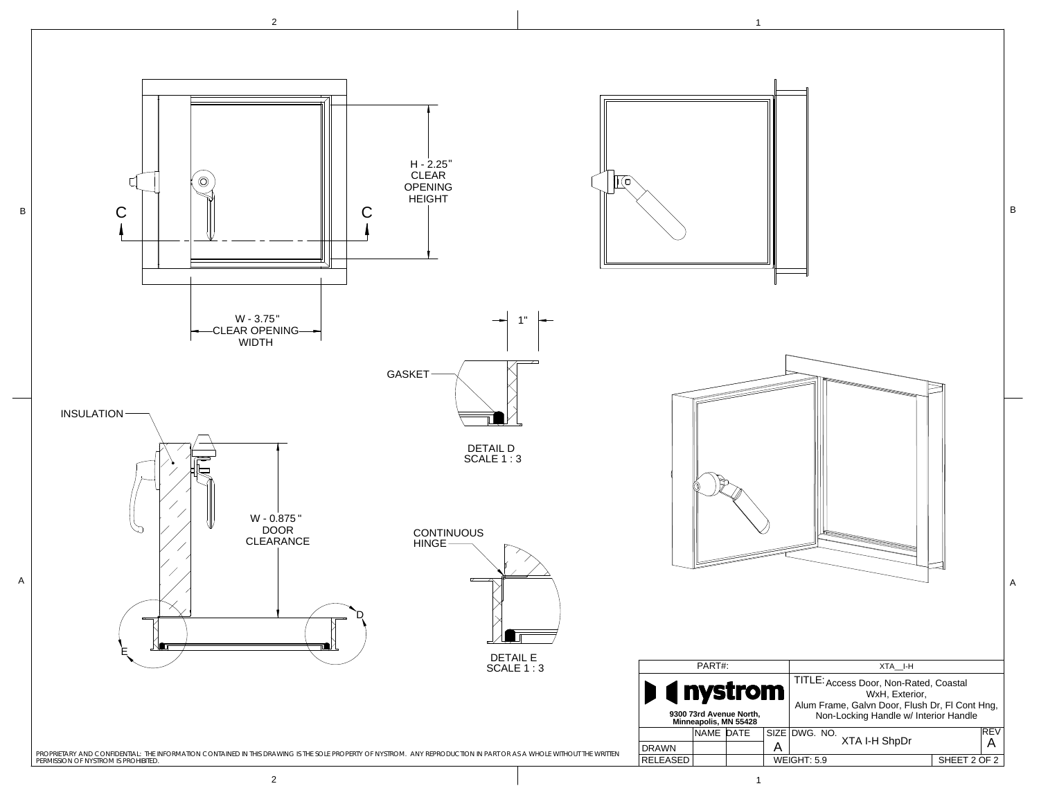H - 2.25"
CLEAR
OPENING
HEIGHT

C C

W - 3.75"
CLEAR OPENING
WIDTH

1"

GASKET

DETAIL D
SCALE 1 : 3

INSULATION

W - 0.875"
DOOR
CLEARANCE

CONTINUOUS
HINGE

DETAIL E
SCALE 1 : 3

D

E

| | | | | |
|---|---|---|---|---|
| PART#: | | | XTA__I-H | |
| nystrom<br>9300 73rd Avenue North,<br>Minneapolis, MN 55428 | | | TITLE: Access Door, Non-Rated, Coastal<br>WxH, Exterior,<br>Alum Frame, Galvn Door, Flush Dr, Fl Cont Hng,<br>Non-Locking Handle w/ Interior Handle | |
| | NAME | DATE | SIZE A | DWG. NO. XTA I-H ShpDr | REV A |
| DRAWN | | | | | |
| RELEASED | | | WEIGHT: 5.9 | SHEET 2 OF 2 |

PROPRIETARY AND CONFIDENTIAL: THE INFORMATION CONTAINED IN THIS DRAWING IS THE SOLE PROPERTY OF NYSTROM. ANY REPRODUCTION IN PART OR AS A WHOLE WITHOUT THE WRITTEN PERMISSION OF NYSTROM IS PROHIBITED.